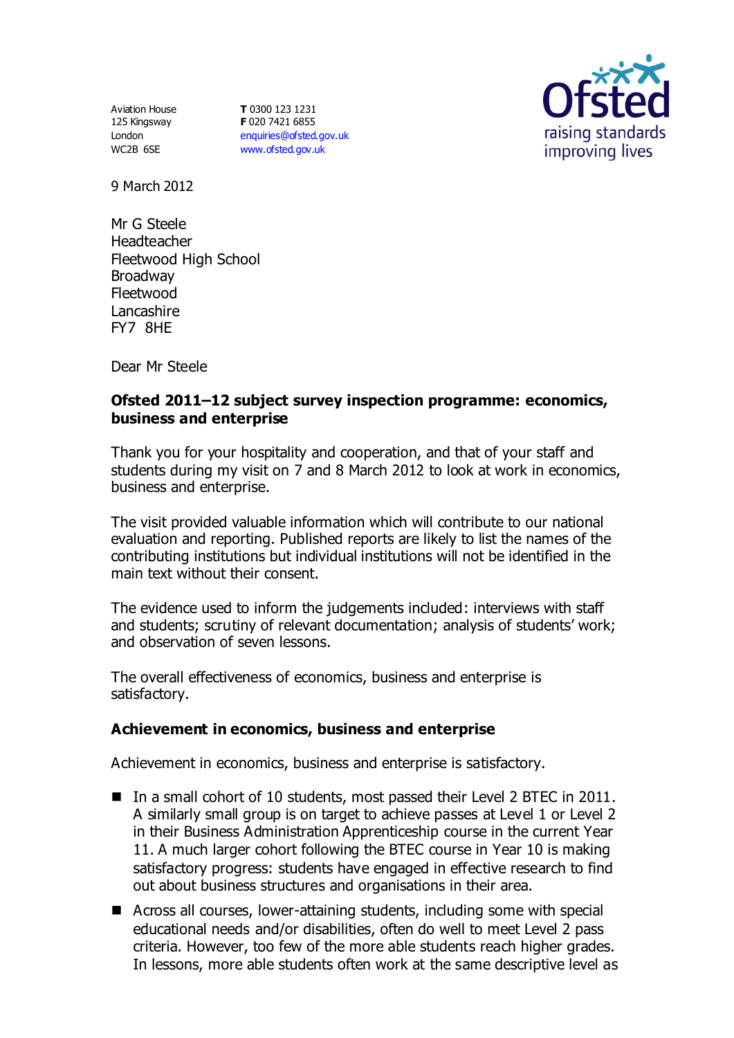Aviation House
125 Kingsway
London
WC2B 6SE

**T** 0300 123 1231
**F** 020 7421 6855
enquiries@ofsted.gov.uk
www.ofsted.gov.uk

9 March 2012

Mr G Steele
Headteacher
Fleetwood High School
Broadway
Fleetwood
Lancashire
FY7 8HE

Dear Mr Steele

**Ofsted 2011–12 subject survey inspection programme: economics, business and enterprise**

Thank you for your hospitality and cooperation, and that of your staff and students during my visit on 7 and 8 March 2012 to look at work in economics, business and enterprise.

The visit provided valuable information which will contribute to our national evaluation and reporting. Published reports are likely to list the names of the contributing institutions but individual institutions will not be identified in the main text without their consent.

The evidence used to inform the judgements included: interviews with staff and students; scrutiny of relevant documentation; analysis of students' work; and observation of seven lessons.

The overall effectiveness of economics, business and enterprise is satisfactory.

## Achievement in economics, business and enterprise

Achievement in economics, business and enterprise is satisfactory.

- In a small cohort of 10 students, most passed their Level 2 BTEC in 2011. A similarly small group is on target to achieve passes at Level 1 or Level 2 in their Business Administration Apprenticeship course in the current Year 11. A much larger cohort following the BTEC course in Year 10 is making satisfactory progress: students have engaged in effective research to find out about business structures and organisations in their area.
- Across all courses, lower-attaining students, including some with special educational needs and/or disabilities, often do well to meet Level 2 pass criteria. However, too few of the more able students reach higher grades. In lessons, more able students often work at the same descriptive level as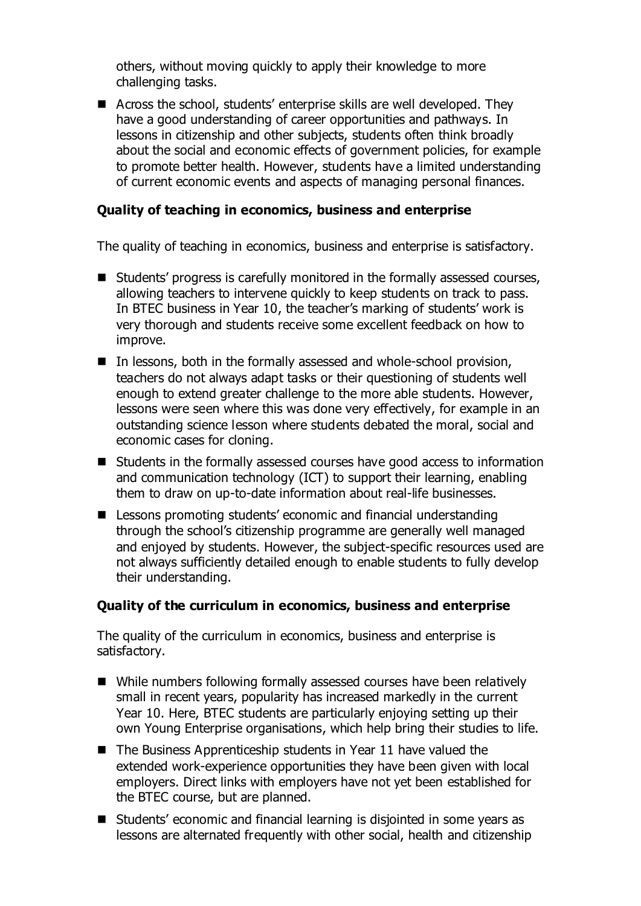others, without moving quickly to apply their knowledge to more challenging tasks.

- Across the school, students' enterprise skills are well developed. They have a good understanding of career opportunities and pathways. In lessons in citizenship and other subjects, students often think broadly about the social and economic effects of government policies, for example to promote better health. However, students have a limited understanding of current economic events and aspects of managing personal finances.

**Quality of teaching in economics, business and enterprise**

The quality of teaching in economics, business and enterprise is satisfactory.

- Students' progress is carefully monitored in the formally assessed courses, allowing teachers to intervene quickly to keep students on track to pass. In BTEC business in Year 10, the teacher's marking of students' work is very thorough and students receive some excellent feedback on how to improve.
- In lessons, both in the formally assessed and whole-school provision, teachers do not always adapt tasks or their questioning of students well enough to extend greater challenge to the more able students. However, lessons were seen where this was done very effectively, for example in an outstanding science lesson where students debated the moral, social and economic cases for cloning.
- Students in the formally assessed courses have good access to information and communication technology (ICT) to support their learning, enabling them to draw on up-to-date information about real-life businesses.
- Lessons promoting students' economic and financial understanding through the school's citizenship programme are generally well managed and enjoyed by students. However, the subject-specific resources used are not always sufficiently detailed enough to enable students to fully develop their understanding.

**Quality of the curriculum in economics, business and enterprise**

The quality of the curriculum in economics, business and enterprise is satisfactory.

- While numbers following formally assessed courses have been relatively small in recent years, popularity has increased markedly in the current Year 10. Here, BTEC students are particularly enjoying setting up their own Young Enterprise organisations, which help bring their studies to life.
- The Business Apprenticeship students in Year 11 have valued the extended work-experience opportunities they have been given with local employers. Direct links with employers have not yet been established for the BTEC course, but are planned.
- Students' economic and financial learning is disjointed in some years as lessons are alternated frequently with other social, health and citizenship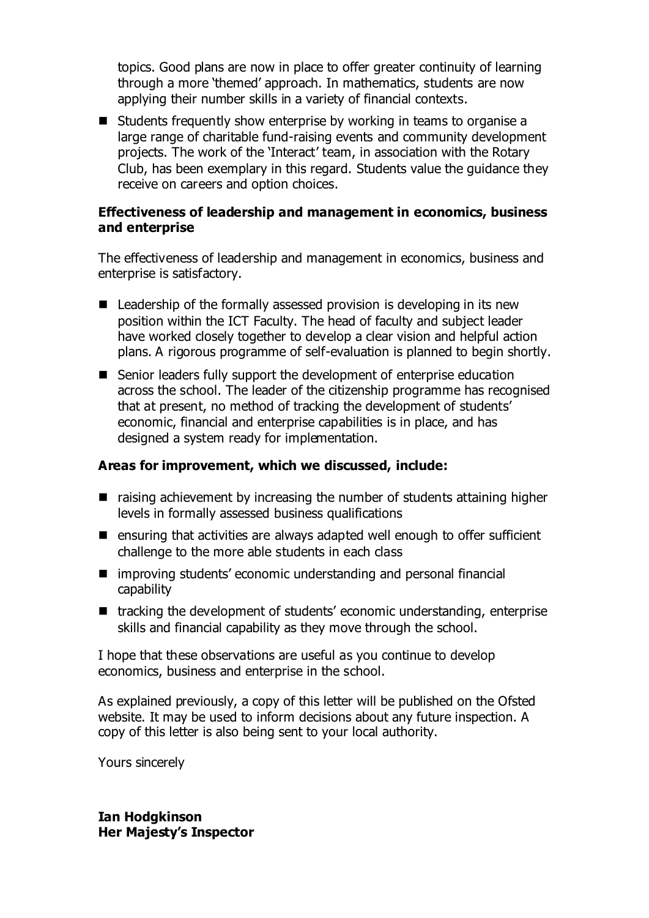topics. Good plans are now in place to offer greater continuity of learning through a more 'themed' approach. In mathematics, students are now applying their number skills in a variety of financial contexts.

- Students frequently show enterprise by working in teams to organise a large range of charitable fund-raising events and community development projects. The work of the 'Interact' team, in association with the Rotary Club, has been exemplary in this regard. Students value the guidance they receive on careers and option choices.

**Effectiveness of leadership and management in economics, business and enterprise**

The effectiveness of leadership and management in economics, business and enterprise is satisfactory.

- Leadership of the formally assessed provision is developing in its new position within the ICT Faculty. The head of faculty and subject leader have worked closely together to develop a clear vision and helpful action plans. A rigorous programme of self-evaluation is planned to begin shortly.
- Senior leaders fully support the development of enterprise education across the school. The leader of the citizenship programme has recognised that at present, no method of tracking the development of students' economic, financial and enterprise capabilities is in place, and has designed a system ready for implementation.

**Areas for improvement, which we discussed, include:**

- raising achievement by increasing the number of students attaining higher levels in formally assessed business qualifications
- ensuring that activities are always adapted well enough to offer sufficient challenge to the more able students in each class
- improving students' economic understanding and personal financial capability
- tracking the development of students' economic understanding, enterprise skills and financial capability as they move through the school.

I hope that these observations are useful as you continue to develop economics, business and enterprise in the school.

As explained previously, a copy of this letter will be published on the Ofsted website. It may be used to inform decisions about any future inspection. A copy of this letter is also being sent to your local authority.

Yours sincerely

**Ian Hodgkinson**
**Her Majesty's Inspector**